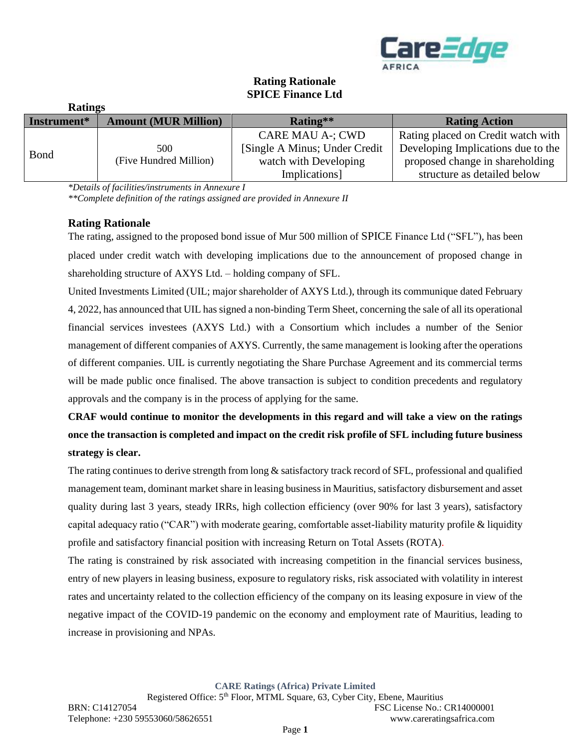# Rating Rationale
## SPICE Finance Ltd

**Ratings**

| Instrument* | Amount (MUR Million) | Rating** | Rating Action |
|---|---|---|---|
| Bond | 500 (Five Hundred Million) | CARE MAU A-; CWD [Single A Minus; Under Credit watch with Developing Implications] | Rating placed on Credit watch with Developing Implications due to the proposed change in shareholding structure as detailed below |

*\*Details of facilities/instruments in Annexure I*
*\*\*Complete definition of the ratings assigned are provided in Annexure II*

### Rating Rationale

The rating, assigned to the proposed bond issue of Mur 500 million of SPICE Finance Ltd ("SFL"), has been placed under credit watch with developing implications due to the announcement of proposed change in shareholding structure of AXYS Ltd. – holding company of SFL.

United Investments Limited (UIL; major shareholder of AXYS Ltd.), through its communique dated February 4, 2022, has announced that UIL has signed a non-binding Term Sheet, concerning the sale of all its operational financial services investees (AXYS Ltd.) with a Consortium which includes a number of the Senior management of different companies of AXYS. Currently, the same management is looking after the operations of different companies. UIL is currently negotiating the Share Purchase Agreement and its commercial terms will be made public once finalised. The above transaction is subject to condition precedents and regulatory approvals and the company is in the process of applying for the same.

**CRAF would continue to monitor the developments in this regard and will take a view on the ratings once the transaction is completed and impact on the credit risk profile of SFL including future business strategy is clear.**

The rating continues to derive strength from long & satisfactory track record of SFL, professional and qualified management team, dominant market share in leasing business in Mauritius, satisfactory disbursement and asset quality during last 3 years, steady IRRs, high collection efficiency (over 90% for last 3 years), satisfactory capital adequacy ratio ("CAR") with moderate gearing, comfortable asset-liability maturity profile & liquidity profile and satisfactory financial position with increasing Return on Total Assets (ROTA).

The rating is constrained by risk associated with increasing competition in the financial services business, entry of new players in leasing business, exposure to regulatory risks, risk associated with volatility in interest rates and uncertainty related to the collection efficiency of the company on its leasing exposure in view of the negative impact of the COVID-19 pandemic on the economy and employment rate of Mauritius, leading to increase in provisioning and NPAs.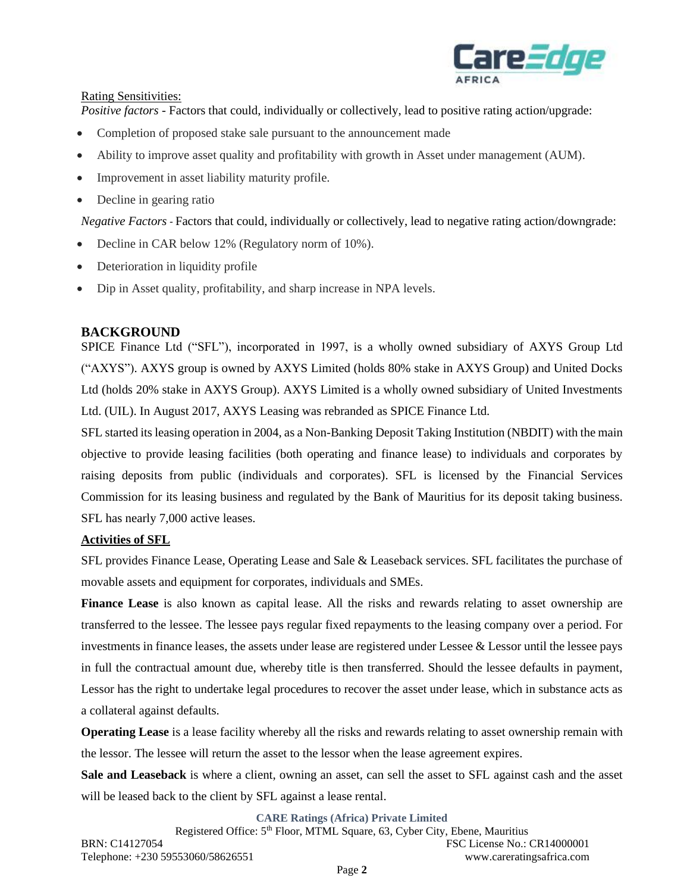Rating Sensitivities:

*Positive factors* - Factors that could, individually or collectively, lead to positive rating action/upgrade:

- Completion of proposed stake sale pursuant to the announcement made
- Ability to improve asset quality and profitability with growth in Asset under management (AUM).
- Improvement in asset liability maturity profile.
- Decline in gearing ratio

*Negative Factors* - Factors that could, individually or collectively, lead to negative rating action/downgrade:

- Decline in CAR below 12% (Regulatory norm of 10%).
- Deterioration in liquidity profile
- Dip in Asset quality, profitability, and sharp increase in NPA levels.

## BACKGROUND

SPICE Finance Ltd ("SFL"), incorporated in 1997, is a wholly owned subsidiary of AXYS Group Ltd ("AXYS"). AXYS group is owned by AXYS Limited (holds 80% stake in AXYS Group) and United Docks Ltd (holds 20% stake in AXYS Group). AXYS Limited is a wholly owned subsidiary of United Investments Ltd. (UIL). In August 2017, AXYS Leasing was rebranded as SPICE Finance Ltd.

SFL started its leasing operation in 2004, as a Non-Banking Deposit Taking Institution (NBDIT) with the main objective to provide leasing facilities (both operating and finance lease) to individuals and corporates by raising deposits from public (individuals and corporates). SFL is licensed by the Financial Services Commission for its leasing business and regulated by the Bank of Mauritius for its deposit taking business. SFL has nearly 7,000 active leases.

**Activities of SFL**

SFL provides Finance Lease, Operating Lease and Sale & Leaseback services. SFL facilitates the purchase of movable assets and equipment for corporates, individuals and SMEs.

**Finance Lease** is also known as capital lease. All the risks and rewards relating to asset ownership are transferred to the lessee. The lessee pays regular fixed repayments to the leasing company over a period. For investments in finance leases, the assets under lease are registered under Lessee & Lessor until the lessee pays in full the contractual amount due, whereby title is then transferred. Should the lessee defaults in payment, Lessor has the right to undertake legal procedures to recover the asset under lease, which in substance acts as a collateral against defaults.

**Operating Lease** is a lease facility whereby all the risks and rewards relating to asset ownership remain with the lessor. The lessee will return the asset to the lessor when the lease agreement expires.

**Sale and Leaseback** is where a client, owning an asset, can sell the asset to SFL against cash and the asset will be leased back to the client by SFL against a lease rental.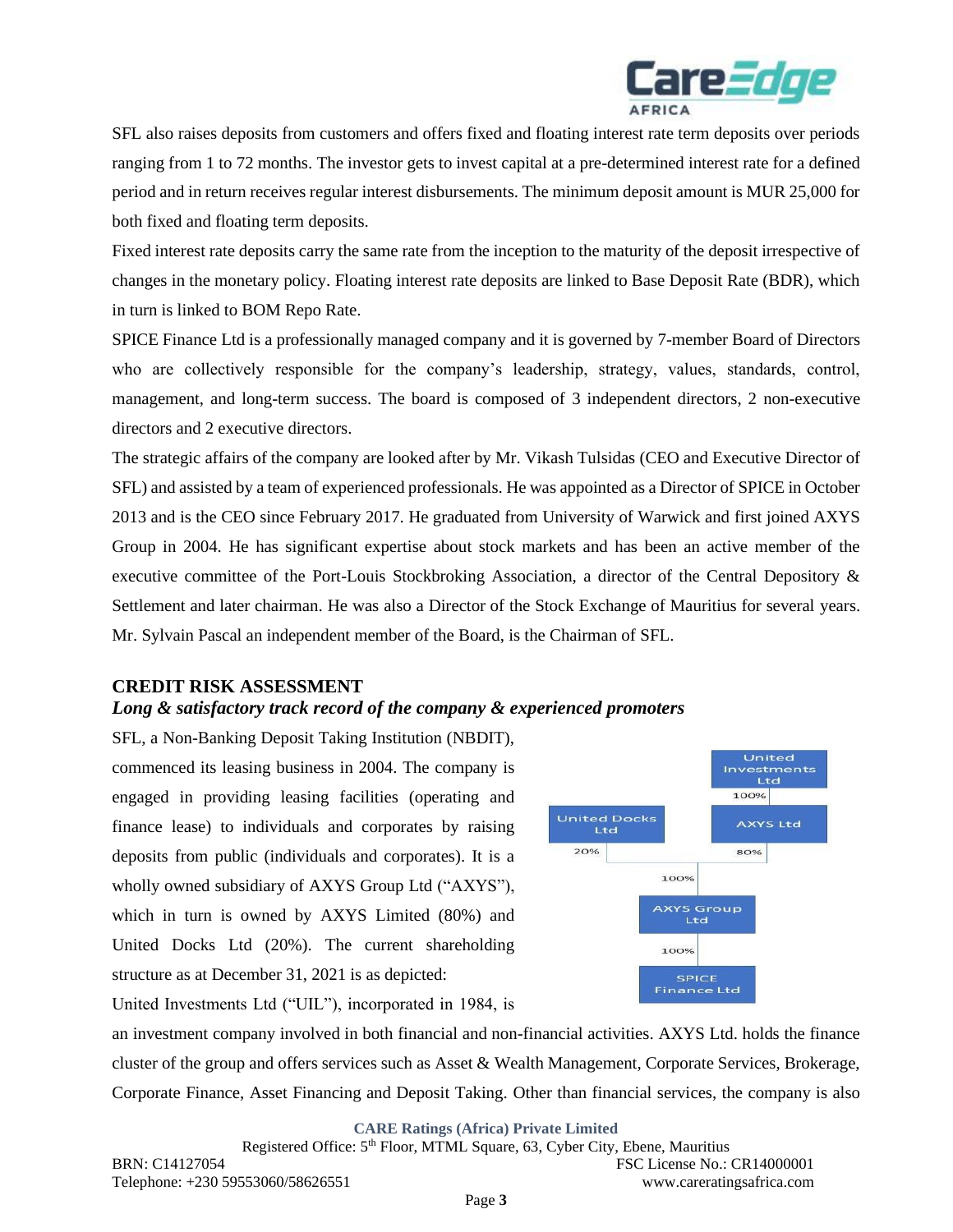SFL also raises deposits from customers and offers fixed and floating interest rate term deposits over periods ranging from 1 to 72 months. The investor gets to invest capital at a pre-determined interest rate for a defined period and in return receives regular interest disbursements. The minimum deposit amount is MUR 25,000 for both fixed and floating term deposits.

Fixed interest rate deposits carry the same rate from the inception to the maturity of the deposit irrespective of changes in the monetary policy. Floating interest rate deposits are linked to Base Deposit Rate (BDR), which in turn is linked to BOM Repo Rate.

SPICE Finance Ltd is a professionally managed company and it is governed by 7-member Board of Directors who are collectively responsible for the company's leadership, strategy, values, standards, control, management, and long-term success. The board is composed of 3 independent directors, 2 non-executive directors and 2 executive directors.

The strategic affairs of the company are looked after by Mr. Vikash Tulsidas (CEO and Executive Director of SFL) and assisted by a team of experienced professionals. He was appointed as a Director of SPICE in October 2013 and is the CEO since February 2017. He graduated from University of Warwick and first joined AXYS Group in 2004. He has significant expertise about stock markets and has been an active member of the executive committee of the Port-Louis Stockbroking Association, a director of the Central Depository & Settlement and later chairman. He was also a Director of the Stock Exchange of Mauritius for several years. Mr. Sylvain Pascal an independent member of the Board, is the Chairman of SFL.

## CREDIT RISK ASSESSMENT

### *Long & satisfactory track record of the company & experienced promoters*

SFL, a Non-Banking Deposit Taking Institution (NBDIT), commenced its leasing business in 2004. The company is engaged in providing leasing facilities (operating and finance lease) to individuals and corporates by raising deposits from public (individuals and corporates). It is a wholly owned subsidiary of AXYS Group Ltd ("AXYS"), which in turn is owned by AXYS Limited (80%) and United Docks Ltd (20%). The current shareholding structure as at December 31, 2021 is as depicted:

United Investments Ltd
100%
United Docks Ltd — 20% | AXYS Ltd — 80%
100%
AXYS Group Ltd
100%
SPICE Finance Ltd

United Investments Ltd ("UIL"), incorporated in 1984, is an investment company involved in both financial and non-financial activities. AXYS Ltd. holds the finance cluster of the group and offers services such as Asset & Wealth Management, Corporate Services, Brokerage, Corporate Finance, Asset Financing and Deposit Taking. Other than financial services, the company is also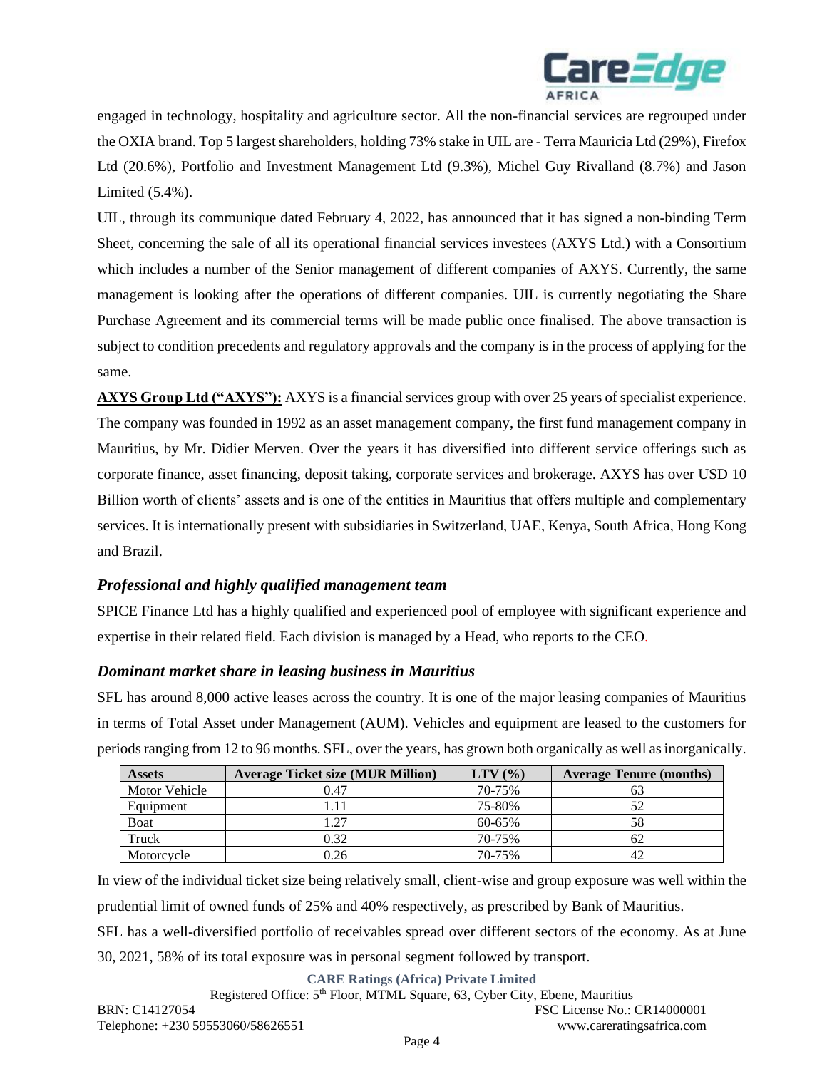engaged in technology, hospitality and agriculture sector. All the non-financial services are regrouped under the OXIA brand. Top 5 largest shareholders, holding 73% stake in UIL are - Terra Mauricia Ltd (29%), Firefox Ltd (20.6%), Portfolio and Investment Management Ltd (9.3%), Michel Guy Rivalland (8.7%) and Jason Limited (5.4%).

UIL, through its communique dated February 4, 2022, has announced that it has signed a non-binding Term Sheet, concerning the sale of all its operational financial services investees (AXYS Ltd.) with a Consortium which includes a number of the Senior management of different companies of AXYS. Currently, the same management is looking after the operations of different companies. UIL is currently negotiating the Share Purchase Agreement and its commercial terms will be made public once finalised. The above transaction is subject to condition precedents and regulatory approvals and the company is in the process of applying for the same.

**AXYS Group Ltd ("AXYS"):** AXYS is a financial services group with over 25 years of specialist experience. The company was founded in 1992 as an asset management company, the first fund management company in Mauritius, by Mr. Didier Merven. Over the years it has diversified into different service offerings such as corporate finance, asset financing, deposit taking, corporate services and brokerage. AXYS has over USD 10 Billion worth of clients' assets and is one of the entities in Mauritius that offers multiple and complementary services. It is internationally present with subsidiaries in Switzerland, UAE, Kenya, South Africa, Hong Kong and Brazil.

### *Professional and highly qualified management team*

SPICE Finance Ltd has a highly qualified and experienced pool of employee with significant experience and expertise in their related field. Each division is managed by a Head, who reports to the CEO.

### *Dominant market share in leasing business in Mauritius*

SFL has around 8,000 active leases across the country. It is one of the major leasing companies of Mauritius in terms of Total Asset under Management (AUM). Vehicles and equipment are leased to the customers for periods ranging from 12 to 96 months. SFL, over the years, has grown both organically as well as inorganically.

| Assets | Average Ticket size (MUR Million) | LTV (%) | Average Tenure (months) |
|---|---|---|---|
| Motor Vehicle | 0.47 | 70-75% | 63 |
| Equipment | 1.11 | 75-80% | 52 |
| Boat | 1.27 | 60-65% | 58 |
| Truck | 0.32 | 70-75% | 62 |
| Motorcycle | 0.26 | 70-75% | 42 |

In view of the individual ticket size being relatively small, client-wise and group exposure was well within the prudential limit of owned funds of 25% and 40% respectively, as prescribed by Bank of Mauritius.

SFL has a well-diversified portfolio of receivables spread over different sectors of the economy. As at June 30, 2021, 58% of its total exposure was in personal segment followed by transport.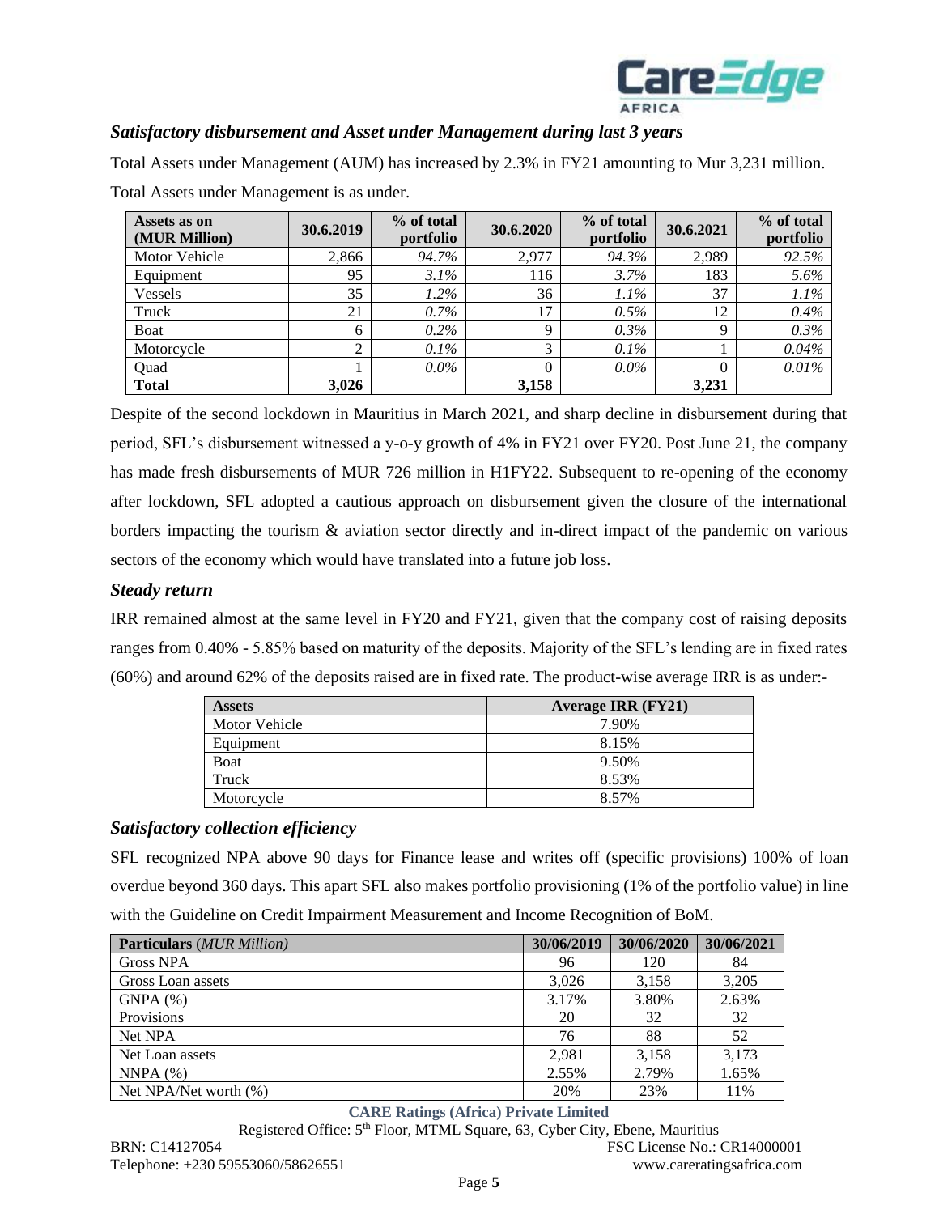### *Satisfactory disbursement and Asset under Management during last 3 years*

Total Assets under Management (AUM) has increased by 2.3% in FY21 amounting to Mur 3,231 million. Total Assets under Management is as under.

| Assets as on (MUR Million) | 30.6.2019 | % of total portfolio | 30.6.2020 | % of total portfolio | 30.6.2021 | % of total portfolio |
|---|---|---|---|---|---|---|
| Motor Vehicle | 2,866 | *94.7%* | 2,977 | *94.3%* | 2,989 | *92.5%* |
| Equipment | 95 | *3.1%* | 116 | *3.7%* | 183 | *5.6%* |
| Vessels | 35 | *1.2%* | 36 | *1.1%* | 37 | *1.1%* |
| Truck | 21 | *0.7%* | 17 | *0.5%* | 12 | *0.4%* |
| Boat | 6 | *0.2%* | 9 | *0.3%* | 9 | *0.3%* |
| Motorcycle | 2 | *0.1%* | 3 | *0.1%* | 1 | *0.04%* |
| Quad | 1 | *0.0%* | 0 | *0.0%* | 0 | *0.01%* |
| **Total** | **3,026** | | **3,158** | | **3,231** | |

Despite of the second lockdown in Mauritius in March 2021, and sharp decline in disbursement during that period, SFL's disbursement witnessed a y-o-y growth of 4% in FY21 over FY20. Post June 21, the company has made fresh disbursements of MUR 726 million in H1FY22. Subsequent to re-opening of the economy after lockdown, SFL adopted a cautious approach on disbursement given the closure of the international borders impacting the tourism & aviation sector directly and in-direct impact of the pandemic on various sectors of the economy which would have translated into a future job loss.

### *Steady return*

IRR remained almost at the same level in FY20 and FY21, given that the company cost of raising deposits ranges from 0.40% - 5.85% based on maturity of the deposits. Majority of the SFL's lending are in fixed rates (60%) and around 62% of the deposits raised are in fixed rate. The product-wise average IRR is as under:-

| Assets | Average IRR (FY21) |
|---|---|
| Motor Vehicle | 7.90% |
| Equipment | 8.15% |
| Boat | 9.50% |
| Truck | 8.53% |
| Motorcycle | 8.57% |

### *Satisfactory collection efficiency*

SFL recognized NPA above 90 days for Finance lease and writes off (specific provisions) 100% of loan overdue beyond 360 days. This apart SFL also makes portfolio provisioning (1% of the portfolio value) in line with the Guideline on Credit Impairment Measurement and Income Recognition of BoM.

| **Particulars** (*MUR Million*) | 30/06/2019 | 30/06/2020 | 30/06/2021 |
|---|---|---|---|
| Gross NPA | 96 | 120 | 84 |
| Gross Loan assets | 3,026 | 3,158 | 3,205 |
| GNPA (%) | 3.17% | 3.80% | 2.63% |
| Provisions | 20 | 32 | 32 |
| Net NPA | 76 | 88 | 52 |
| Net Loan assets | 2,981 | 3,158 | 3,173 |
| NNPA (%) | 2.55% | 2.79% | 1.65% |
| Net NPA/Net worth (%) | 20% | 23% | 11% |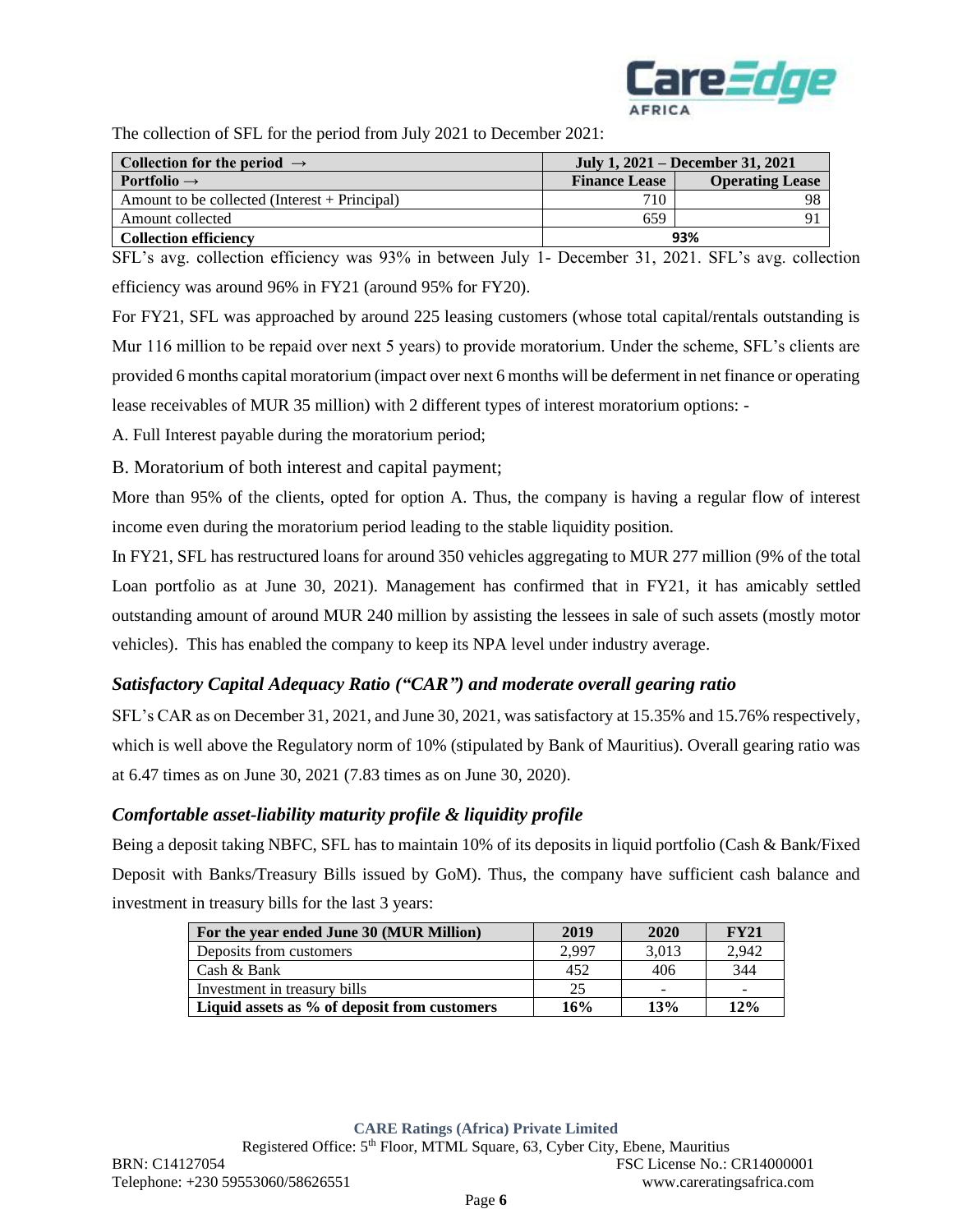The collection of SFL for the period from July 2021 to December 2021:

| Collection for the period → | July 1, 2021 – December 31, 2021 | |
|---|---|---|
| **Portfolio →** | **Finance Lease** | **Operating Lease** |
| Amount to be collected (Interest + Principal) | 710 | 98 |
| Amount collected | 659 | 91 |
| **Collection efficiency** | **93%** | |

SFL's avg. collection efficiency was 93% in between July 1- December 31, 2021. SFL's avg. collection efficiency was around 96% in FY21 (around 95% for FY20).

For FY21, SFL was approached by around 225 leasing customers (whose total capital/rentals outstanding is Mur 116 million to be repaid over next 5 years) to provide moratorium. Under the scheme, SFL's clients are provided 6 months capital moratorium (impact over next 6 months will be deferment in net finance or operating lease receivables of MUR 35 million) with 2 different types of interest moratorium options: -

A. Full Interest payable during the moratorium period;

B. Moratorium of both interest and capital payment;

More than 95% of the clients, opted for option A. Thus, the company is having a regular flow of interest income even during the moratorium period leading to the stable liquidity position.

In FY21, SFL has restructured loans for around 350 vehicles aggregating to MUR 277 million (9% of the total Loan portfolio as at June 30, 2021). Management has confirmed that in FY21, it has amicably settled outstanding amount of around MUR 240 million by assisting the lessees in sale of such assets (mostly motor vehicles). This has enabled the company to keep its NPA level under industry average.

### *Satisfactory Capital Adequacy Ratio ("CAR") and moderate overall gearing ratio*

SFL's CAR as on December 31, 2021, and June 30, 2021, was satisfactory at 15.35% and 15.76% respectively, which is well above the Regulatory norm of 10% (stipulated by Bank of Mauritius). Overall gearing ratio was at 6.47 times as on June 30, 2021 (7.83 times as on June 30, 2020).

### *Comfortable asset-liability maturity profile & liquidity profile*

Being a deposit taking NBFC, SFL has to maintain 10% of its deposits in liquid portfolio (Cash & Bank/Fixed Deposit with Banks/Treasury Bills issued by GoM). Thus, the company have sufficient cash balance and investment in treasury bills for the last 3 years:

| For the year ended June 30 (MUR Million) | 2019 | 2020 | FY21 |
|---|---|---|---|
| Deposits from customers | 2,997 | 3,013 | 2,942 |
| Cash & Bank | 452 | 406 | 344 |
| Investment in treasury bills | 25 | - | - |
| **Liquid assets as % of deposit from customers** | **16%** | **13%** | **12%** |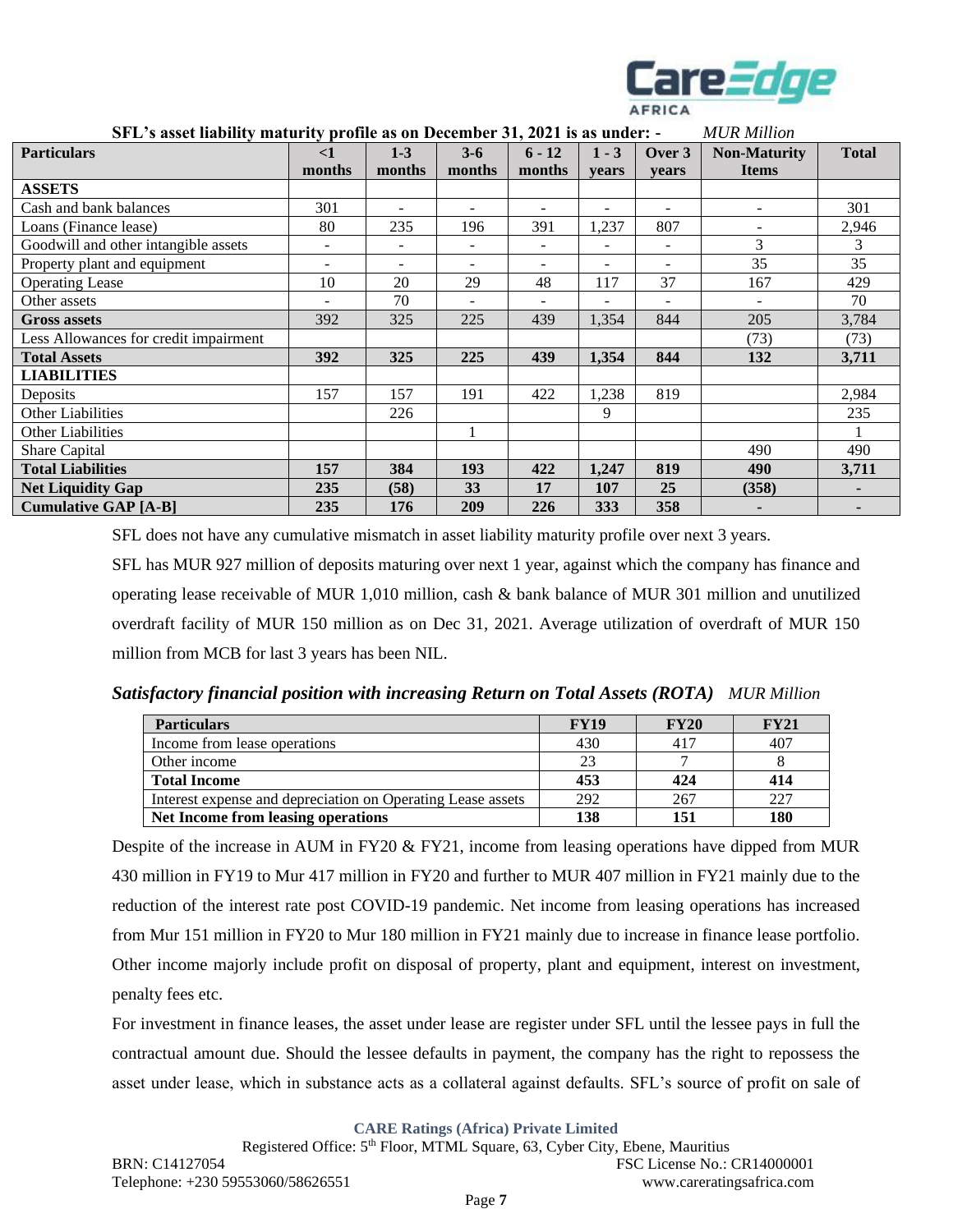**SFL's asset liability maturity profile as on December 31, 2021 is as under: -** *MUR Million*

| Particulars | <1 months | 1-3 months | 3-6 months | 6 - 12 months | 1 - 3 years | Over 3 years | Non-Maturity Items | Total |
|---|---|---|---|---|---|---|---|---|
| **ASSETS** | | | | | | | | |
| Cash and bank balances | 301 | - | - | - | - | - | - | 301 |
| Loans (Finance lease) | 80 | 235 | 196 | 391 | 1,237 | 807 | - | 2,946 |
| Goodwill and other intangible assets | - | - | - | - | - | - | 3 | 3 |
| Property plant and equipment | - | - | - | - | - | - | 35 | 35 |
| Operating Lease | 10 | 20 | 29 | 48 | 117 | 37 | 167 | 429 |
| Other assets | - | 70 | - | - | - | - | - | 70 |
| **Gross assets** | 392 | 325 | 225 | 439 | 1,354 | 844 | 205 | 3,784 |
| Less Allowances for credit impairment | | | | | | | (73) | (73) |
| **Total Assets** | **392** | **325** | **225** | **439** | **1,354** | **844** | **132** | **3,711** |
| **LIABILITIES** | | | | | | | | |
| Deposits | 157 | 157 | 191 | 422 | 1,238 | 819 | | 2,984 |
| Other Liabilities | | 226 | | | 9 | | | 235 |
| Other Liabilities | | | 1 | | | | | 1 |
| Share Capital | | | | | | | 490 | 490 |
| **Total Liabilities** | **157** | **384** | **193** | **422** | **1,247** | **819** | **490** | **3,711** |
| **Net Liquidity Gap** | **235** | **(58)** | **33** | **17** | **107** | **25** | **(358)** | **-** |
| **Cumulative GAP [A-B]** | **235** | **176** | **209** | **226** | **333** | **358** | **-** | **-** |

SFL does not have any cumulative mismatch in asset liability maturity profile over next 3 years.

SFL has MUR 927 million of deposits maturing over next 1 year, against which the company has finance and operating lease receivable of MUR 1,010 million, cash & bank balance of MUR 301 million and unutilized overdraft facility of MUR 150 million as on Dec 31, 2021. Average utilization of overdraft of MUR 150 million from MCB for last 3 years has been NIL.

***Satisfactory financial position with increasing Return on Total Assets (ROTA)*** *MUR Million*

| Particulars | FY19 | FY20 | FY21 |
|---|---|---|---|
| Income from lease operations | 430 | 417 | 407 |
| Other income | 23 | 7 | 8 |
| **Total Income** | **453** | **424** | **414** |
| Interest expense and depreciation on Operating Lease assets | 292 | 267 | 227 |
| **Net Income from leasing operations** | **138** | **151** | **180** |

Despite of the increase in AUM in FY20 & FY21, income from leasing operations have dipped from MUR 430 million in FY19 to Mur 417 million in FY20 and further to MUR 407 million in FY21 mainly due to the reduction of the interest rate post COVID-19 pandemic. Net income from leasing operations has increased from Mur 151 million in FY20 to Mur 180 million in FY21 mainly due to increase in finance lease portfolio. Other income majorly include profit on disposal of property, plant and equipment, interest on investment, penalty fees etc.

For investment in finance leases, the asset under lease are register under SFL until the lessee pays in full the contractual amount due. Should the lessee defaults in payment, the company has the right to repossess the asset under lease, which in substance acts as a collateral against defaults. SFL's source of profit on sale of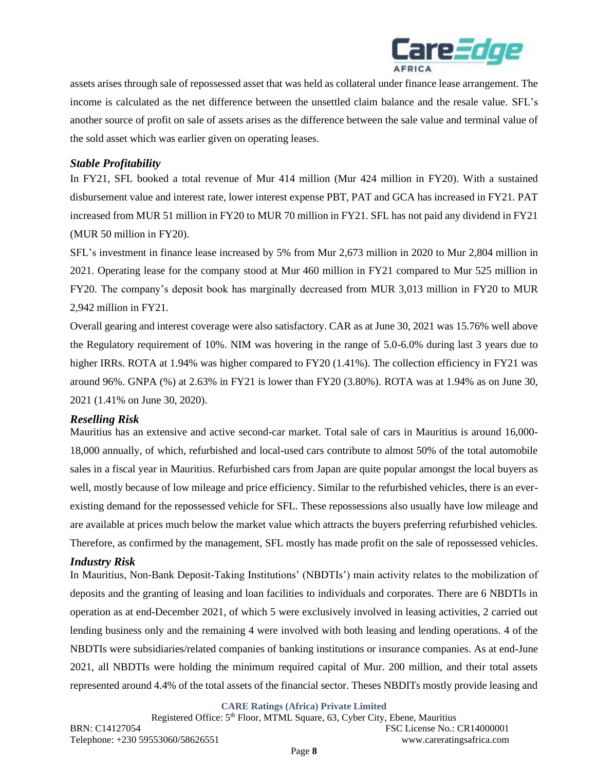assets arises through sale of repossessed asset that was held as collateral under finance lease arrangement. The income is calculated as the net difference between the unsettled claim balance and the resale value. SFL's another source of profit on sale of assets arises as the difference between the sale value and terminal value of the sold asset which was earlier given on operating leases.

### *Stable Profitability*

In FY21, SFL booked a total revenue of Mur 414 million (Mur 424 million in FY20). With a sustained disbursement value and interest rate, lower interest expense PBT, PAT and GCA has increased in FY21. PAT increased from MUR 51 million in FY20 to MUR 70 million in FY21. SFL has not paid any dividend in FY21 (MUR 50 million in FY20).

SFL's investment in finance lease increased by 5% from Mur 2,673 million in 2020 to Mur 2,804 million in 2021. Operating lease for the company stood at Mur 460 million in FY21 compared to Mur 525 million in FY20. The company's deposit book has marginally decreased from MUR 3,013 million in FY20 to MUR 2,942 million in FY21.

Overall gearing and interest coverage were also satisfactory. CAR as at June 30, 2021 was 15.76% well above the Regulatory requirement of 10%. NIM was hovering in the range of 5.0-6.0% during last 3 years due to higher IRRs. ROTA at 1.94% was higher compared to FY20 (1.41%). The collection efficiency in FY21 was around 96%. GNPA (%) at 2.63% in FY21 is lower than FY20 (3.80%). ROTA was at 1.94% as on June 30, 2021 (1.41% on June 30, 2020).

### *Reselling Risk*

Mauritius has an extensive and active second-car market. Total sale of cars in Mauritius is around 16,000-18,000 annually, of which, refurbished and local-used cars contribute to almost 50% of the total automobile sales in a fiscal year in Mauritius. Refurbished cars from Japan are quite popular amongst the local buyers as well, mostly because of low mileage and price efficiency. Similar to the refurbished vehicles, there is an ever-existing demand for the repossessed vehicle for SFL. These repossessions also usually have low mileage and are available at prices much below the market value which attracts the buyers preferring refurbished vehicles. Therefore, as confirmed by the management, SFL mostly has made profit on the sale of repossessed vehicles.

### *Industry Risk*

In Mauritius, Non-Bank Deposit-Taking Institutions' (NBDTIs') main activity relates to the mobilization of deposits and the granting of leasing and loan facilities to individuals and corporates. There are 6 NBDTIs in operation as at end-December 2021, of which 5 were exclusively involved in leasing activities, 2 carried out lending business only and the remaining 4 were involved with both leasing and lending operations. 4 of the NBDTIs were subsidiaries/related companies of banking institutions or insurance companies. As at end-June 2021, all NBDTIs were holding the minimum required capital of Mur. 200 million, and their total assets represented around 4.4% of the total assets of the financial sector. Theses NBDITs mostly provide leasing and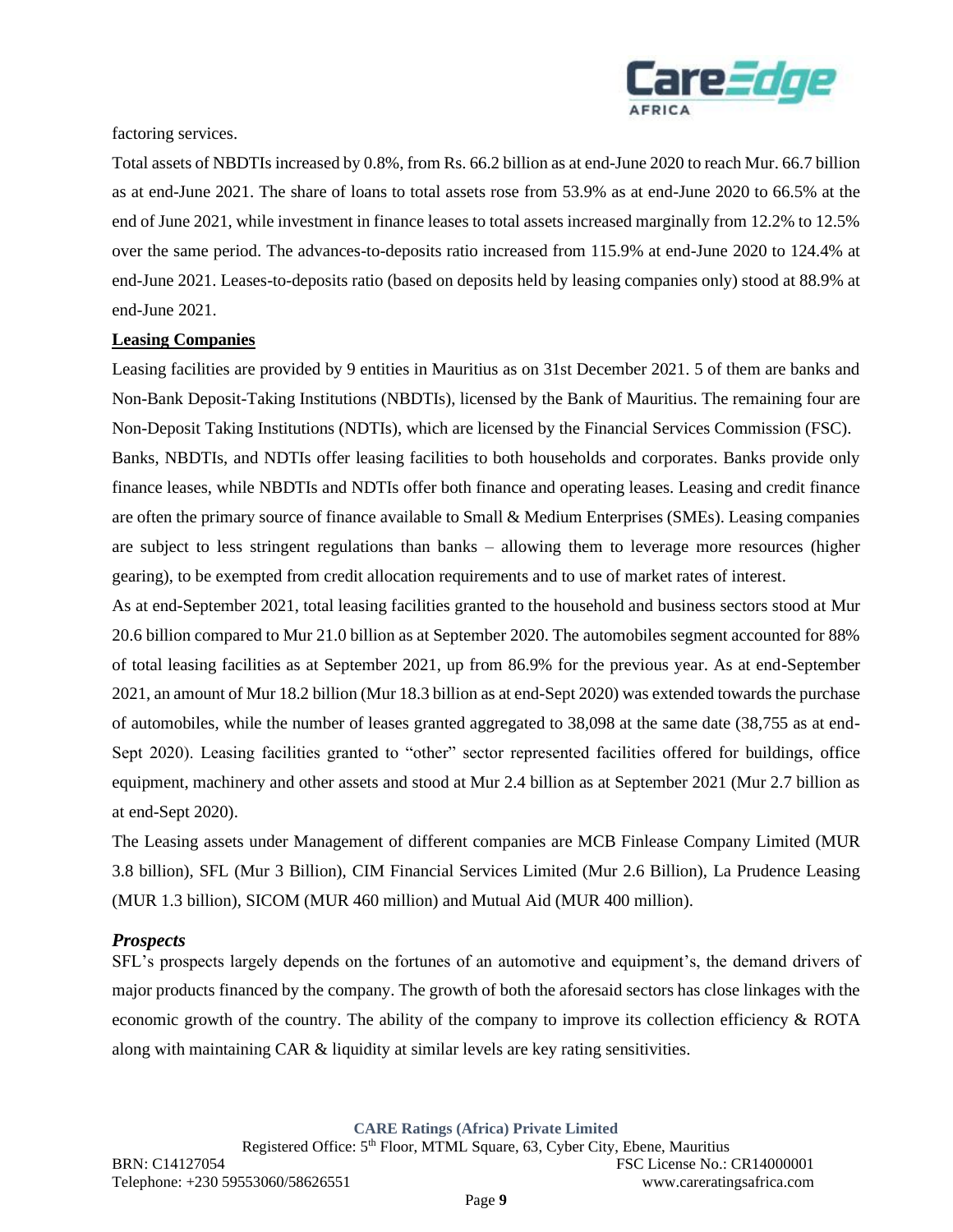factoring services.

Total assets of NBDTIs increased by 0.8%, from Rs. 66.2 billion as at end-June 2020 to reach Mur. 66.7 billion as at end-June 2021. The share of loans to total assets rose from 53.9% as at end-June 2020 to 66.5% at the end of June 2021, while investment in finance leases to total assets increased marginally from 12.2% to 12.5% over the same period. The advances-to-deposits ratio increased from 115.9% at end-June 2020 to 124.4% at end-June 2021. Leases-to-deposits ratio (based on deposits held by leasing companies only) stood at 88.9% at end-June 2021.

**Leasing Companies**

Leasing facilities are provided by 9 entities in Mauritius as on 31st December 2021. 5 of them are banks and Non-Bank Deposit-Taking Institutions (NBDTIs), licensed by the Bank of Mauritius. The remaining four are Non-Deposit Taking Institutions (NDTIs), which are licensed by the Financial Services Commission (FSC).

Banks, NBDTIs, and NDTIs offer leasing facilities to both households and corporates. Banks provide only finance leases, while NBDTIs and NDTIs offer both finance and operating leases. Leasing and credit finance are often the primary source of finance available to Small & Medium Enterprises (SMEs). Leasing companies are subject to less stringent regulations than banks – allowing them to leverage more resources (higher gearing), to be exempted from credit allocation requirements and to use of market rates of interest.

As at end-September 2021, total leasing facilities granted to the household and business sectors stood at Mur 20.6 billion compared to Mur 21.0 billion as at September 2020. The automobiles segment accounted for 88% of total leasing facilities as at September 2021, up from 86.9% for the previous year. As at end-September 2021, an amount of Mur 18.2 billion (Mur 18.3 billion as at end-Sept 2020) was extended towards the purchase of automobiles, while the number of leases granted aggregated to 38,098 at the same date (38,755 as at end-Sept 2020). Leasing facilities granted to "other" sector represented facilities offered for buildings, office equipment, machinery and other assets and stood at Mur 2.4 billion as at September 2021 (Mur 2.7 billion as at end-Sept 2020).

The Leasing assets under Management of different companies are MCB Finlease Company Limited (MUR 3.8 billion), SFL (Mur 3 Billion), CIM Financial Services Limited (Mur 2.6 Billion), La Prudence Leasing (MUR 1.3 billion), SICOM (MUR 460 million) and Mutual Aid (MUR 400 million).

### *Prospects*

SFL's prospects largely depends on the fortunes of an automotive and equipment's, the demand drivers of major products financed by the company. The growth of both the aforesaid sectors has close linkages with the economic growth of the country. The ability of the company to improve its collection efficiency & ROTA along with maintaining CAR & liquidity at similar levels are key rating sensitivities.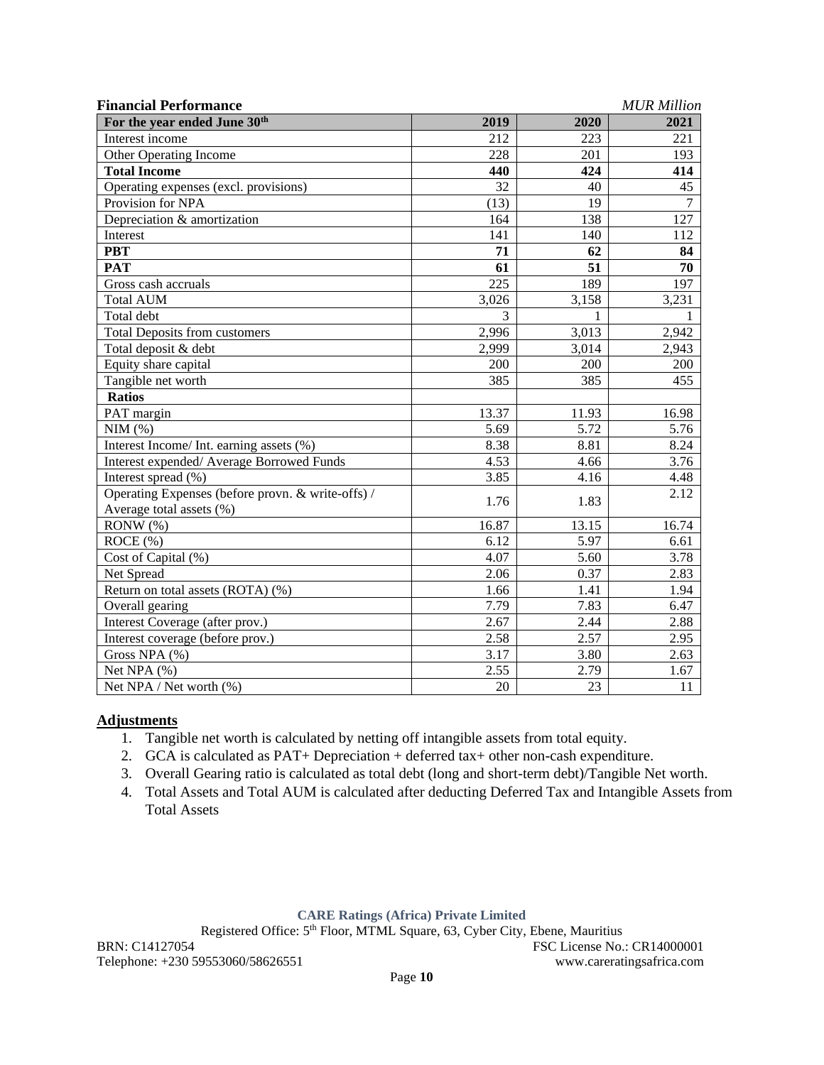**Financial Performance** *MUR Million*

| For the year ended June 30th | 2019 | 2020 | 2021 |
|---|---|---|---|
| Interest income | 212 | 223 | 221 |
| Other Operating Income | 228 | 201 | 193 |
| **Total Income** | **440** | **424** | **414** |
| Operating expenses (excl. provisions) | 32 | 40 | 45 |
| Provision for NPA | (13) | 19 | 7 |
| Depreciation & amortization | 164 | 138 | 127 |
| Interest | 141 | 140 | 112 |
| **PBT** | **71** | **62** | **84** |
| **PAT** | **61** | **51** | **70** |
| Gross cash accruals | 225 | 189 | 197 |
| Total AUM | 3,026 | 3,158 | 3,231 |
| Total debt | 3 | 1 | 1 |
| Total Deposits from customers | 2,996 | 3,013 | 2,942 |
| Total deposit & debt | 2,999 | 3,014 | 2,943 |
| Equity share capital | 200 | 200 | 200 |
| Tangible net worth | 385 | 385 | 455 |
| **Ratios** | | | |
| PAT margin | 13.37 | 11.93 | 16.98 |
| NIM (%) | 5.69 | 5.72 | 5.76 |
| Interest Income/ Int. earning assets (%) | 8.38 | 8.81 | 8.24 |
| Interest expended/ Average Borrowed Funds | 4.53 | 4.66 | 3.76 |
| Interest spread (%) | 3.85 | 4.16 | 4.48 |
| Operating Expenses (before provn. & write-offs) / Average total assets (%) | 1.76 | 1.83 | 2.12 |
| RONW (%) | 16.87 | 13.15 | 16.74 |
| ROCE (%) | 6.12 | 5.97 | 6.61 |
| Cost of Capital (%) | 4.07 | 5.60 | 3.78 |
| Net Spread | 2.06 | 0.37 | 2.83 |
| Return on total assets (ROTA) (%) | 1.66 | 1.41 | 1.94 |
| Overall gearing | 7.79 | 7.83 | 6.47 |
| Interest Coverage (after prov.) | 2.67 | 2.44 | 2.88 |
| Interest coverage (before prov.) | 2.58 | 2.57 | 2.95 |
| Gross NPA (%) | 3.17 | 3.80 | 2.63 |
| Net NPA (%) | 2.55 | 2.79 | 1.67 |
| Net NPA / Net worth (%) | 20 | 23 | 11 |

## Adjustments

1. Tangible net worth is calculated by netting off intangible assets from total equity.
2. GCA is calculated as PAT+ Depreciation + deferred tax+ other non-cash expenditure.
3. Overall Gearing ratio is calculated as total debt (long and short-term debt)/Tangible Net worth.
4. Total Assets and Total AUM is calculated after deducting Deferred Tax and Intangible Assets from Total Assets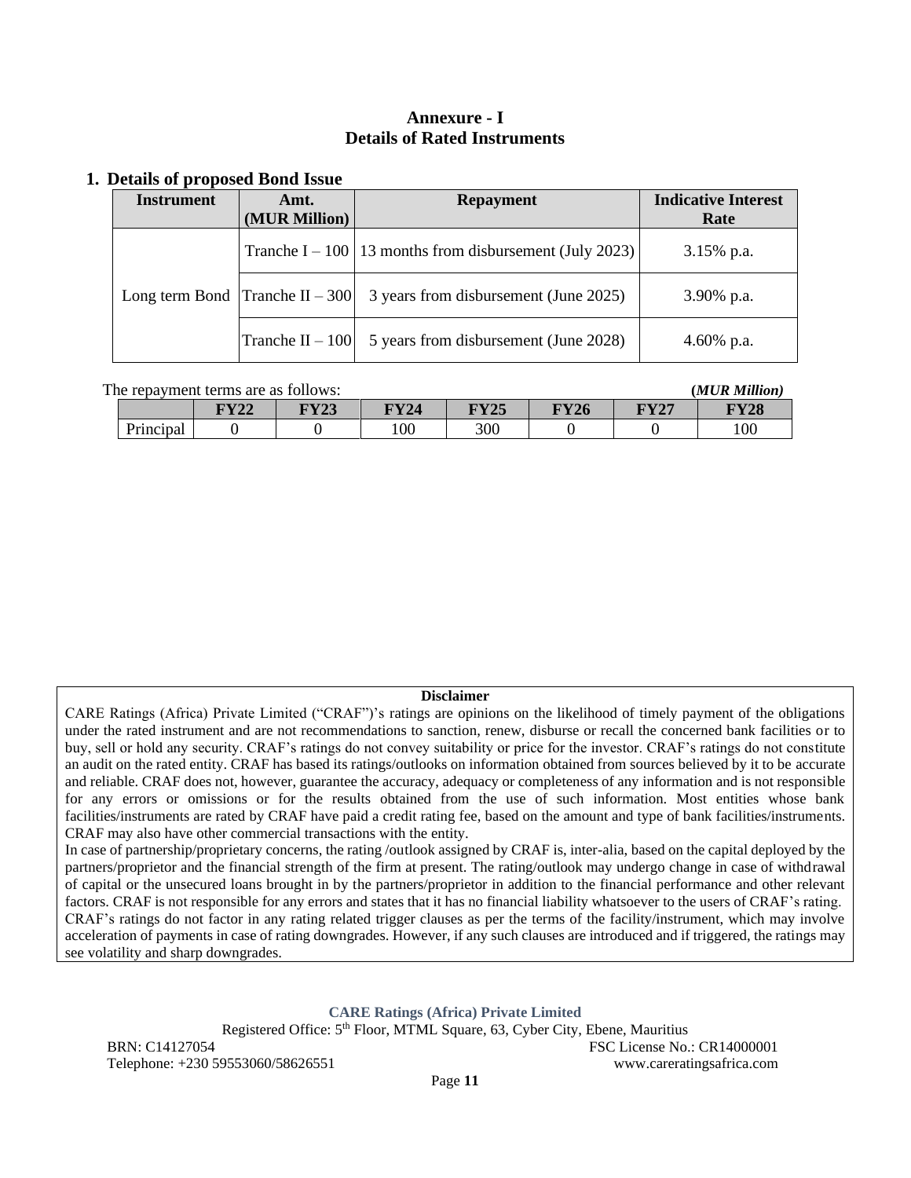# Annexure - I
## Details of Rated Instruments

### 1. Details of proposed Bond Issue

| Instrument | Amt. (MUR Million) | Repayment | Indicative Interest Rate |
|---|---|---|---|
| Long term Bond | Tranche I – 100 | 13 months from disbursement (July 2023) | 3.15% p.a. |
| | Tranche II – 300 | 3 years from disbursement (June 2025) | 3.90% p.a. |
| | Tranche II – 100 | 5 years from disbursement (June 2028) | 4.60% p.a. |

The repayment terms are as follows: ***(MUR Million)***

| | FY22 | FY23 | FY24 | FY25 | FY26 | FY27 | FY28 |
|---|---|---|---|---|---|---|---|
| Principal | 0 | 0 | 100 | 300 | 0 | 0 | 100 |

**Disclaimer**

CARE Ratings (Africa) Private Limited ("CRAF")'s ratings are opinions on the likelihood of timely payment of the obligations under the rated instrument and are not recommendations to sanction, renew, disburse or recall the concerned bank facilities or to buy, sell or hold any security. CRAF's ratings do not convey suitability or price for the investor. CRAF's ratings do not constitute an audit on the rated entity. CRAF has based its ratings/outlooks on information obtained from sources believed by it to be accurate and reliable. CRAF does not, however, guarantee the accuracy, adequacy or completeness of any information and is not responsible for any errors or omissions or for the results obtained from the use of such information. Most entities whose bank facilities/instruments are rated by CRAF have paid a credit rating fee, based on the amount and type of bank facilities/instruments. CRAF may also have other commercial transactions with the entity.

In case of partnership/proprietary concerns, the rating /outlook assigned by CRAF is, inter-alia, based on the capital deployed by the partners/proprietor and the financial strength of the firm at present. The rating/outlook may undergo change in case of withdrawal of capital or the unsecured loans brought in by the partners/proprietor in addition to the financial performance and other relevant factors. CRAF is not responsible for any errors and states that it has no financial liability whatsoever to the users of CRAF's rating.

CRAF's ratings do not factor in any rating related trigger clauses as per the terms of the facility/instrument, which may involve acceleration of payments in case of rating downgrades. However, if any such clauses are introduced and if triggered, the ratings may see volatility and sharp downgrades.

**CARE Ratings (Africa) Private Limited**

Registered Office: 5th Floor, MTML Square, 63, Cyber City, Ebene, Mauritius

BRN: C14127054 FSC License No.: CR14000001

Telephone: +230 59553060/58626551 www.careratingsafrica.com